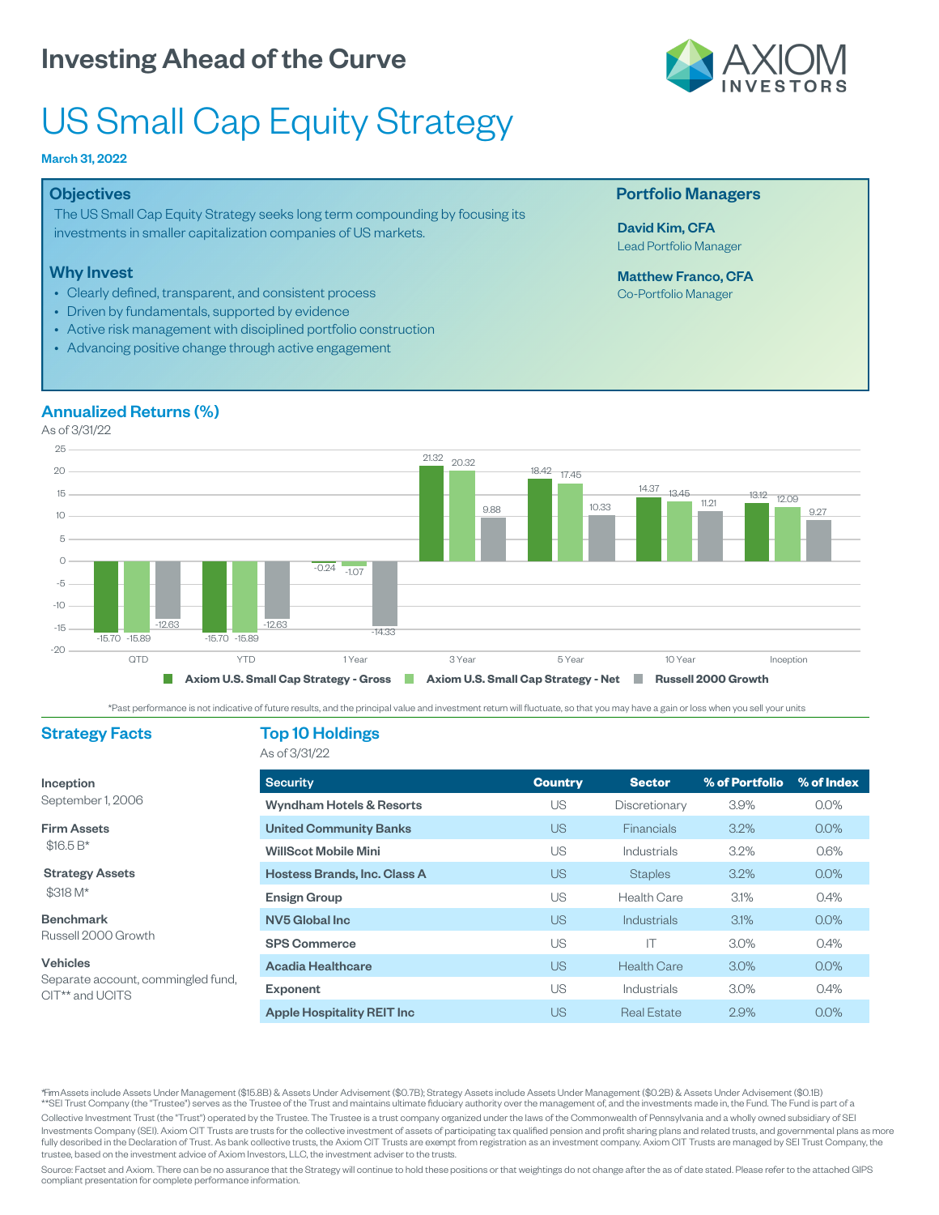# Investing Ahead of the Curve

AXIOM INVESTORS

# US Small Cap Equity Strategy

**March 31, 2022**

## Objectives

The US Small Cap Equity Strategy seeks long term compounding by focusing its investments in smaller capitalization companies of US markets.

## Why Invest

- Clearly defined, transparent, and consistent process
- Driven by fundamentals, supported by evidence
- Active risk management with disciplined portfolio construction
- Advancing positive change through active engagement

## Portfolio Managers

**David Kim, CFA**
Lead Portfolio Manager

**Matthew Franco, CFA**
Co-Portfolio Manager

## Annualized Returns (%)

As of 3/31/22

| | QTD | YTD | 1 Year | 3 Year | 5 Year | 10 Year | Inception |
|---|---|---|---|---|---|---|---|
| Axiom U.S. Small Cap Strategy - Gross | -15.70 | -15.70 | -0.24 | 21.32 | 18.42 | 14.37 | 13.12 |
| Axiom U.S. Small Cap Strategy - Net | -15.89 | -15.89 | -1.07 | 20.32 | 17.45 | 13.45 | 12.09 |
| Russell 2000 Growth | -12.63 | -12.63 | -14.33 | 9.88 | 10.33 | 11.21 | 9.27 |

*Past performance is not indicative of future results, and the principal value and investment return will fluctuate, so that you may have a gain or loss when you sell your units

## Strategy Facts

**Inception**
September 1, 2006

**Firm Assets**
$16.5 B*

**Strategy Assets**
$318 M*

**Benchmark**
Russell 2000 Growth

**Vehicles**
Separate account, commingled fund, CIT** and UCITS

## Top 10 Holdings

As of 3/31/22

| Security | Country | Sector | % of Portfolio | % of Index |
|---|---|---|---|---|
| Wyndham Hotels & Resorts | US | Discretionary | 3.9% | 0.0% |
| United Community Banks | US | Financials | 3.2% | 0.0% |
| WillScot Mobile Mini | US | Industrials | 3.2% | 0.6% |
| Hostess Brands, Inc. Class A | US | Staples | 3.2% | 0.0% |
| Ensign Group | US | Health Care | 3.1% | 0.4% |
| NV5 Global Inc | US | Industrials | 3.1% | 0.0% |
| SPS Commerce | US | IT | 3.0% | 0.4% |
| Acadia Healthcare | US | Health Care | 3.0% | 0.0% |
| Exponent | US | Industrials | 3.0% | 0.4% |
| Apple Hospitality REIT Inc | US | Real Estate | 2.9% | 0.0% |

*Firm Assets include Assets Under Management ($15.8B) & Assets Under Advisement ($0.7B); Strategy Assets include Assets Under Management ($0.2B) & Assets Under Advisement ($0.1B)
**SEI Trust Company (the "Trustee") serves as the Trustee of the Trust and maintains ultimate fiduciary authority over the management of, and the investments made in, the Fund. The Fund is part of a Collective Investment Trust (the "Trust") operated by the Trustee. The Trustee is a trust company organized under the laws of the Commonwealth of Pennsylvania and a wholly owned subsidiary of SEI Investments Company (SEI). Axiom CIT Trusts are trusts for the collective investment of assets of participating tax qualified pension and profit sharing plans and related trusts, and governmental plans as more fully described in the Declaration of Trust. As bank collective trusts, the Axiom CIT Trusts are exempt from registration as an investment company. Axiom CIT Trusts are managed by SEI Trust Company, the trustee, based on the investment advice of Axiom Investors, LLC, the investment adviser to the trusts.

Source: Factset and Axiom. There can be no assurance that the Strategy will continue to hold these positions or that weightings do not change after the as of date stated. Please refer to the attached GIPS compliant presentation for complete performance information.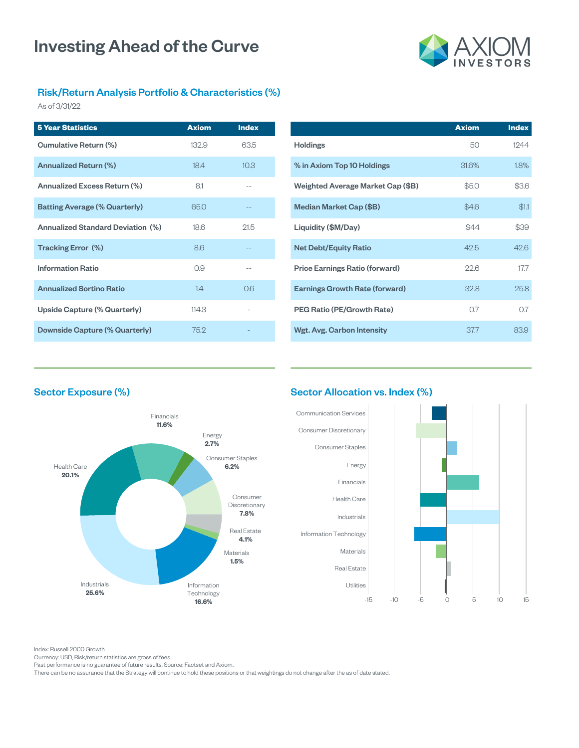# Investing Ahead of the Curve

AXIOM INVESTORS

## Risk/Return Analysis Portfolio & Characteristics (%)

As of 3/31/22

| 5 Year Statistics | Axiom | Index |
|---|---|---|
| Cumulative Return (%) | 132.9 | 63.5 |
| Annualized Return (%) | 18.4 | 10.3 |
| Annualized Excess Return (%) | 8.1 | -- |
| Batting Average (% Quarterly) | 65.0 | -- |
| Annualized Standard Deviation (%) | 18.6 | 21.5 |
| Tracking Error (%) | 8.6 | -- |
| Information Ratio | 0.9 | -- |
| Annualized Sortino Ratio | 1.4 | 0.6 |
| Upside Capture (% Quarterly) | 114.3 | - |
| Downside Capture (% Quarterly) | 75.2 | - |

| | Axiom | Index |
|---|---|---|
| Holdings | 50 | 1244 |
| % in Axiom Top 10 Holdings | 31.6% | 1.8% |
| Weighted Average Market Cap ($B) | $5.0 | $3.6 |
| Median Market Cap ($B) | $4.6 | $1.1 |
| Liquidity ($M/Day) | $44 | $39 |
| Net Debt/Equity Ratio | 42.5 | 42.6 |
| Price Earnings Ratio (forward) | 22.6 | 17.7 |
| Earnings Growth Rate (forward) | 32.8 | 25.8 |
| PEG Ratio (PE/Growth Rate) | 0.7 | 0.7 |
| Wgt. Avg. Carbon Intensity | 37.7 | 83.9 |

## Sector Exposure (%)

| Sector | % |
|---|---|
| Financials | 11.6% |
| Energy | 2.7% |
| Consumer Staples | 6.2% |
| Consumer Discretionary | 7.8% |
| Real Estate | 4.1% |
| Materials | 1.5% |
| Information Technology | 16.6% |
| Industrials | 25.6% |
| Health Care | 20.1% |

## Sector Allocation vs. Index (%)

Sectors: Communication Services, Consumer Discretionary, Consumer Staples, Energy, Financials, Health Care, Industrials, Information Technology, Materials, Real Estate, Utilities

Axis: -15, -10, -5, 0, 5, 10, 15

Index: Russell 2000 Growth
Currency: USD, Risk/return statistics are gross of fees.
Past performance is no guarantee of future results. Source: Factset and Axiom.
There can be no assurance that the Strategy will continue to hold these positions or that weightings do not change after the as of date stated.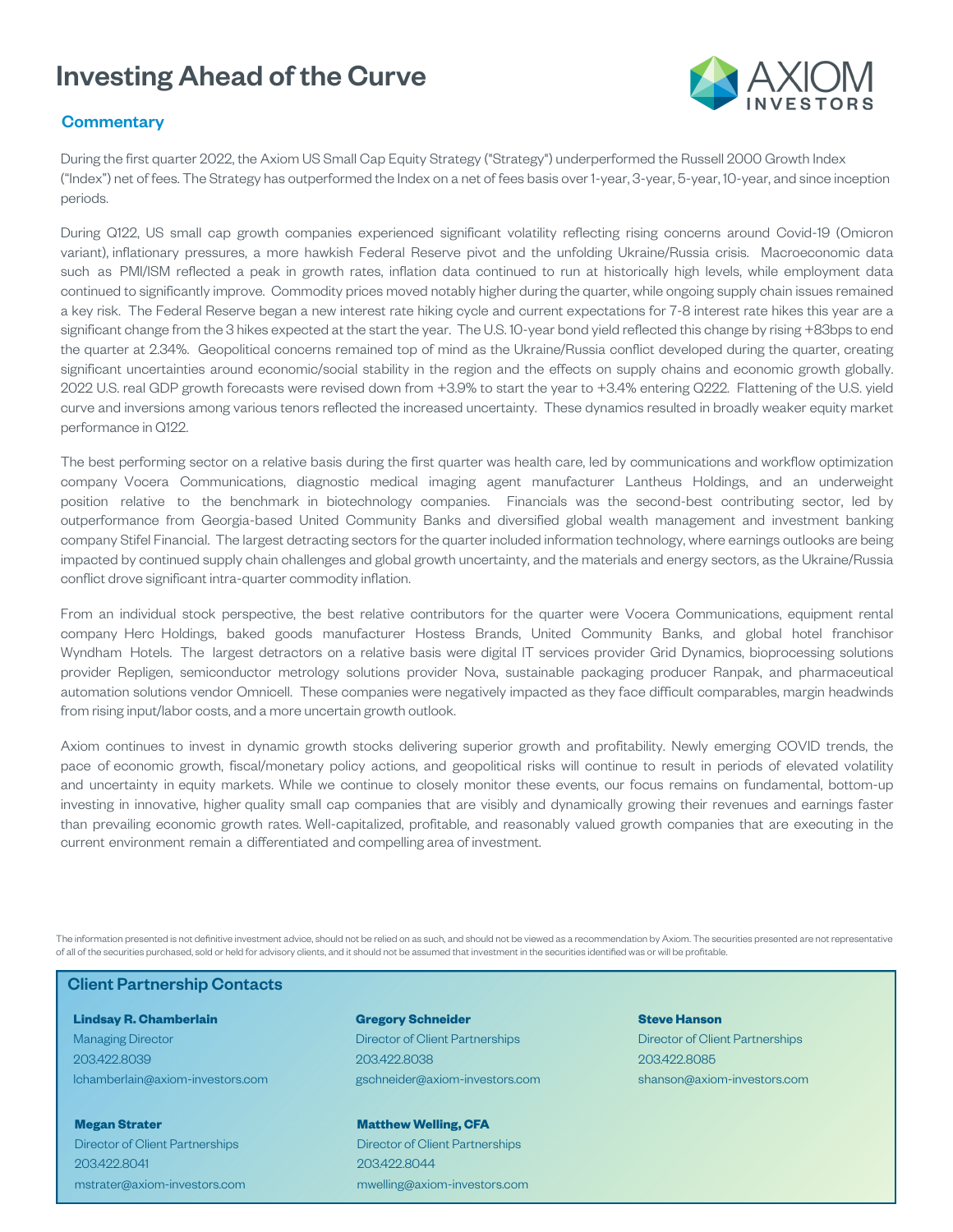# Investing Ahead of the Curve

## Commentary

During the first quarter 2022, the Axiom US Small Cap Equity Strategy ("Strategy") underperformed the Russell 2000 Growth Index ("Index") net of fees. The Strategy has outperformed the Index on a net of fees basis over 1-year, 3-year, 5-year, 10-year, and since inception periods.

During Q122, US small cap growth companies experienced significant volatility reflecting rising concerns around Covid-19 (Omicron variant), inflationary pressures, a more hawkish Federal Reserve pivot and the unfolding Ukraine/Russia crisis. Macroeconomic data such as PMI/ISM reflected a peak in growth rates, inflation data continued to run at historically high levels, while employment data continued to significantly improve. Commodity prices moved notably higher during the quarter, while ongoing supply chain issues remained a key risk. The Federal Reserve began a new interest rate hiking cycle and current expectations for 7-8 interest rate hikes this year are a significant change from the 3 hikes expected at the start the year. The U.S. 10-year bond yield reflected this change by rising +83bps to end the quarter at 2.34%. Geopolitical concerns remained top of mind as the Ukraine/Russia conflict developed during the quarter, creating significant uncertainties around economic/social stability in the region and the effects on supply chains and economic growth globally. 2022 U.S. real GDP growth forecasts were revised down from +3.9% to start the year to +3.4% entering Q222. Flattening of the U.S. yield curve and inversions among various tenors reflected the increased uncertainty. These dynamics resulted in broadly weaker equity market performance in Q122.

The best performing sector on a relative basis during the first quarter was health care, led by communications and workflow optimization company Vocera Communications, diagnostic medical imaging agent manufacturer Lantheus Holdings, and an underweight position relative to the benchmark in biotechnology companies. Financials was the second-best contributing sector, led by outperformance from Georgia-based United Community Banks and diversified global wealth management and investment banking company Stifel Financial. The largest detracting sectors for the quarter included information technology, where earnings outlooks are being impacted by continued supply chain challenges and global growth uncertainty, and the materials and energy sectors, as the Ukraine/Russia conflict drove significant intra-quarter commodity inflation.

From an individual stock perspective, the best relative contributors for the quarter were Vocera Communications, equipment rental company Herc Holdings, baked goods manufacturer Hostess Brands, United Community Banks, and global hotel franchisor Wyndham Hotels. The largest detractors on a relative basis were digital IT services provider Grid Dynamics, bioprocessing solutions provider Repligen, semiconductor metrology solutions provider Nova, sustainable packaging producer Ranpak, and pharmaceutical automation solutions vendor Omnicell. These companies were negatively impacted as they face difficult comparables, margin headwinds from rising input/labor costs, and a more uncertain growth outlook.

Axiom continues to invest in dynamic growth stocks delivering superior growth and profitability. Newly emerging COVID trends, the pace of economic growth, fiscal/monetary policy actions, and geopolitical risks will continue to result in periods of elevated volatility and uncertainty in equity markets. While we continue to closely monitor these events, our focus remains on fundamental, bottom-up investing in innovative, higher quality small cap companies that are visibly and dynamically growing their revenues and earnings faster than prevailing economic growth rates. Well-capitalized, profitable, and reasonably valued growth companies that are executing in the current environment remain a differentiated and compelling area of investment.

The information presented is not definitive investment advice, should not be relied on as such, and should not be viewed as a recommendation by Axiom. The securities presented are not representative of all of the securities purchased, sold or held for advisory clients, and it should not be assumed that investment in the securities identified was or will be profitable.

## Client Partnership Contacts

**Lindsay R. Chamberlain**
Managing Director
203.422.8039
lchamberlain@axiom-investors.com

**Megan Strater**
Director of Client Partnerships
203.422.8041
mstrater@axiom-investors.com

**Gregory Schneider**
Director of Client Partnerships
203.422.8038
gschneider@axiom-investors.com

**Matthew Welling, CFA**
Director of Client Partnerships
203.422.8044
mwelling@axiom-investors.com

**Steve Hanson**
Director of Client Partnerships
203.422.8085
shanson@axiom-investors.com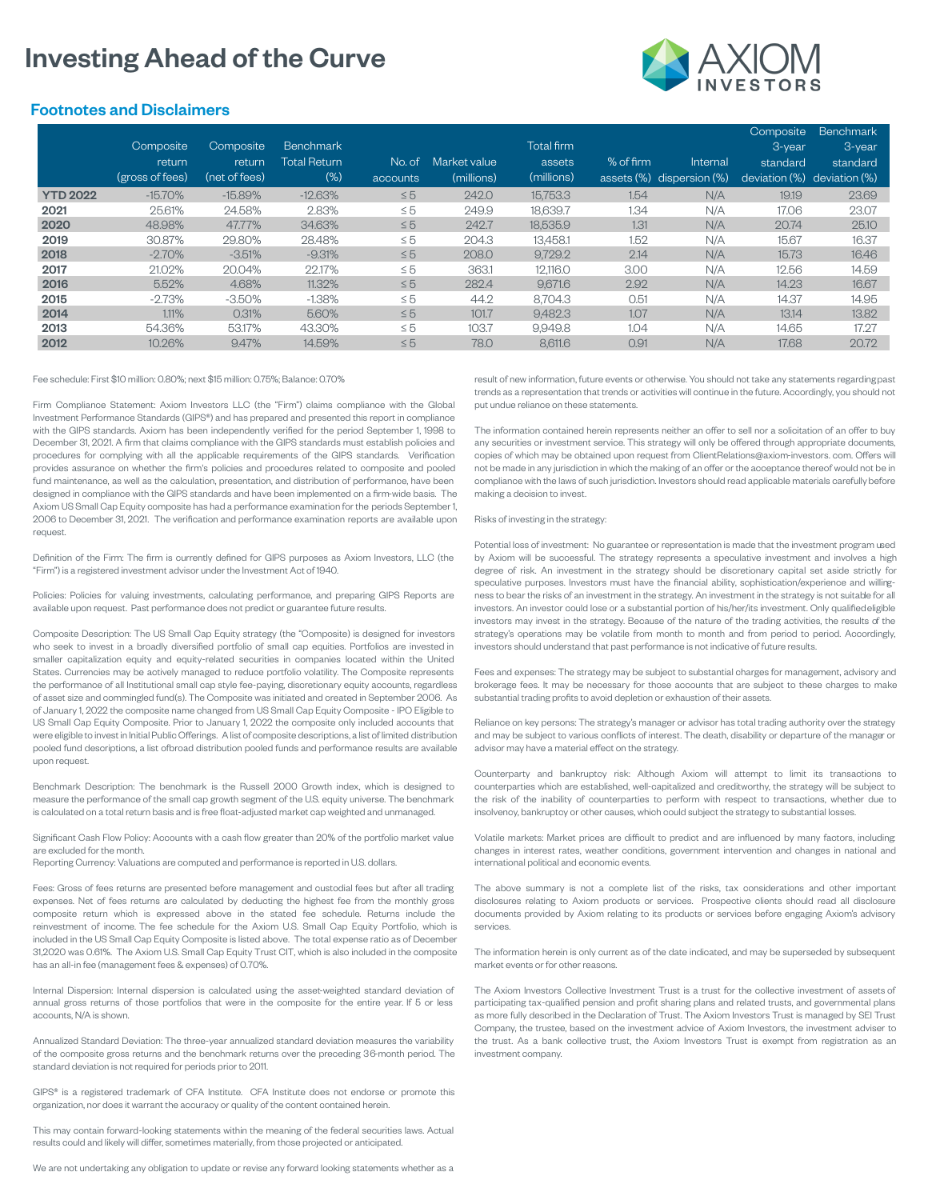# Investing Ahead of the Curve

AXIOM INVESTORS

## Footnotes and Disclaimers

| | Composite return (gross of fees) | Composite return (net of fees) | Benchmark Total Return (%) | No. of accounts | Market value (millions) | Total firm assets (millions) | % of firm assets (%) | Internal dispersion (%) | Composite 3-year standard deviation (%) | Benchmark 3-year standard deviation (%) |
|---|---|---|---|---|---|---|---|---|---|---|
| **YTD 2022** | -15.70% | -15.89% | -12.63% | ≤ 5 | 242.0 | 15,753.3 | 1.54 | N/A | 19.19 | 23.69 |
| **2021** | 25.61% | 24.58% | 2.83% | ≤ 5 | 249.9 | 18,639.7 | 1.34 | N/A | 17.06 | 23.07 |
| **2020** | 48.98% | 47.77% | 34.63% | ≤ 5 | 242.7 | 18,535.9 | 1.31 | N/A | 20.74 | 25.10 |
| **2019** | 30.87% | 29.80% | 28.48% | ≤ 5 | 204.3 | 13,458.1 | 1.52 | N/A | 15.67 | 16.37 |
| **2018** | -2.70% | -3.51% | -9.31% | ≤ 5 | 208.0 | 9,729.2 | 2.14 | N/A | 15.73 | 16.46 |
| **2017** | 21.02% | 20.04% | 22.17% | ≤ 5 | 363.1 | 12,116.0 | 3.00 | N/A | 12.56 | 14.59 |
| **2016** | 5.52% | 4.68% | 11.32% | ≤ 5 | 282.4 | 9,671.6 | 2.92 | N/A | 14.23 | 16.67 |
| **2015** | -2.73% | -3.50% | -1.38% | ≤ 5 | 44.2 | 8,704.3 | 0.51 | N/A | 14.37 | 14.95 |
| **2014** | 1.11% | 0.31% | 5.60% | ≤ 5 | 101.7 | 9,482.3 | 1.07 | N/A | 13.14 | 13.82 |
| **2013** | 54.36% | 53.17% | 43.30% | ≤ 5 | 103.7 | 9,949.8 | 1.04 | N/A | 14.65 | 17.27 |
| **2012** | 10.26% | 9.47% | 14.59% | ≤ 5 | 78.0 | 8,611.6 | 0.91 | N/A | 17.68 | 20.72 |

Fee schedule: First $10 million: 0.80%; next $15 million: 0.75%; Balance: 0.70%

Firm Compliance Statement: Axiom Investors LLC (the "Firm") claims compliance with the Global Investment Performance Standards (GIPS®) and has prepared and presented this report in compliance with the GIPS standards. Axiom has been independently verified for the period September 1, 1998 to December 31, 2021. A firm that claims compliance with the GIPS standards must establish policies and procedures for complying with all the applicable requirements of the GIPS standards. Verification provides assurance on whether the firm's policies and procedures related to composite and pooled fund maintenance, as well as the calculation, presentation, and distribution of performance, have been designed in compliance with the GIPS standards and have been implemented on a firm-wide basis. The Axiom US Small Cap Equity composite has had a performance examination for the periods September 1, 2006 to December 31, 2021. The verification and performance examination reports are available upon request.

Definition of the Firm: The firm is currently defined for GIPS purposes as Axiom Investors, LLC (the "Firm") is a registered investment advisor under the Investment Act of 1940.

Policies: Policies for valuing investments, calculating performance, and preparing GIPS Reports are available upon request. Past performance does not predict or guarantee future results.

Composite Description: The US Small Cap Equity strategy (the "Composite) is designed for investors who seek to invest in a broadly diversified portfolio of small cap equities. Portfolios are invested in smaller capitalization equity and equity-related securities in companies located within the United States. Currencies may be actively managed to reduce portfolio volatility. The Composite represents the performance of all Institutional small cap style fee-paying, discretionary equity accounts, regardless of asset size and commingled fund(s). The Composite was initiated and created in September 2006. As of January 1, 2022 the composite name changed from US Small Cap Equity Composite - IPO Eligible to US Small Cap Equity Composite. Prior to January 1, 2022 the composite only included accounts that were eligible to invest in Initial Public Offerings. A list of composite descriptions, a list of limited distribution pooled fund descriptions, a list ofbroad distribution pooled funds and performance results are available upon request.

Benchmark Description: The benchmark is the Russell 2000 Growth index, which is designed to measure the performance of the small cap growth segment of the U.S. equity universe. The benchmark is calculated on a total return basis and is free float-adjusted market cap weighted and unmanaged.

Significant Cash Flow Policy: Accounts with a cash flow greater than 20% of the portfolio market value are excluded for the month.
Reporting Currency: Valuations are computed and performance is reported in U.S. dollars.

Fees: Gross of fees returns are presented before management and custodial fees but after all trading expenses. Net of fees returns are calculated by deducting the highest fee from the monthly gross composite return which is expressed above in the stated fee schedule. Returns include the reinvestment of income. The fee schedule for the Axiom U.S. Small Cap Equity Portfolio, which is included in the US Small Cap Equity Composite is listed above. The total expense ratio as of December 31,2020 was 0.61%. The Axiom U.S. Small Cap Equity Trust CIT, which is also included in the composite has an all-in fee (management fees & expenses) of 0.70%.

Internal Dispersion: Internal dispersion is calculated using the asset-weighted standard deviation of annual gross returns of those portfolios that were in the composite for the entire year. If 5 or less accounts, N/A is shown.

Annualized Standard Deviation: The three-year annualized standard deviation measures the variability of the composite gross returns and the benchmark returns over the preceding 36-month period. The standard deviation is not required for periods prior to 2011.

GIPS® is a registered trademark of CFA Institute. CFA Institute does not endorse or promote this organization, nor does it warrant the accuracy or quality of the content contained herein.

This may contain forward-looking statements within the meaning of the federal securities laws. Actual results could and likely will differ, sometimes materially, from those projected or anticipated.

We are not undertaking any obligation to update or revise any forward looking statements whether as a result of new information, future events or otherwise. You should not take any statements regarding past trends as a representation that trends or activities will continue in the future. Accordingly, you should not put undue reliance on these statements.

The information contained herein represents neither an offer to sell nor a solicitation of an offer to buy any securities or investment service. This strategy will only be offered through appropriate documents, copies of which may be obtained upon request from ClientRelations@axiom-investors. com. Offers will not be made in any jurisdiction in which the making of an offer or the acceptance thereof would not be in compliance with the laws of such jurisdiction. Investors should read applicable materials carefully before making a decision to invest.

Risks of investing in the strategy:

Potential loss of investment: No guarantee or representation is made that the investment program used by Axiom will be successful. The strategy represents a speculative investment and involves a high degree of risk. An investment in the strategy should be discretionary capital set aside strictly for speculative purposes. Investors must have the financial ability, sophistication/experience and willingness to bear the risks of an investment in the strategy. An investment in the strategy is not suitable for all investors. An investor could lose or a substantial portion of his/her/its investment. Only qualified eligible investors may invest in the strategy. Because of the nature of the trading activities, the results of the strategy's operations may be volatile from month to month and from period to period. Accordingly, investors should understand that past performance is not indicative of future results.

Fees and expenses: The strategy may be subject to substantial charges for management, advisory and brokerage fees. It may be necessary for those accounts that are subject to these charges to make substantial trading profits to avoid depletion or exhaustion of their assets.

Reliance on key persons: The strategy's manager or advisor has total trading authority over the strategy and may be subject to various conflicts of interest. The death, disability or departure of the manager or advisor may have a material effect on the strategy.

Counterparty and bankruptcy risk: Although Axiom will attempt to limit its transactions to counterparties which are established, well-capitalized and creditworthy, the strategy will be subject to the risk of the inability of counterparties to perform with respect to transactions, whether due to insolvency, bankruptcy or other causes, which could subject the strategy to substantial losses.

Volatile markets: Market prices are difficult to predict and are influenced by many factors, including: changes in interest rates, weather conditions, government intervention and changes in national and international political and economic events.

The above summary is not a complete list of the risks, tax considerations and other important disclosures relating to Axiom products or services. Prospective clients should read all disclosure documents provided by Axiom relating to its products or services before engaging Axiom's advisory services.

The information herein is only current as of the date indicated, and may be superseded by subsequent market events or for other reasons.

The Axiom Investors Collective Investment Trust is a trust for the collective investment of assets of participating tax-qualified pension and profit sharing plans and related trusts, and governmental plans as more fully described in the Declaration of Trust. The Axiom Investors Trust is managed by SEI Trust Company, the trustee, based on the investment advice of Axiom Investors, the investment adviser to the trust. As a bank collective trust, the Axiom Investors Trust is exempt from registration as an investment company.